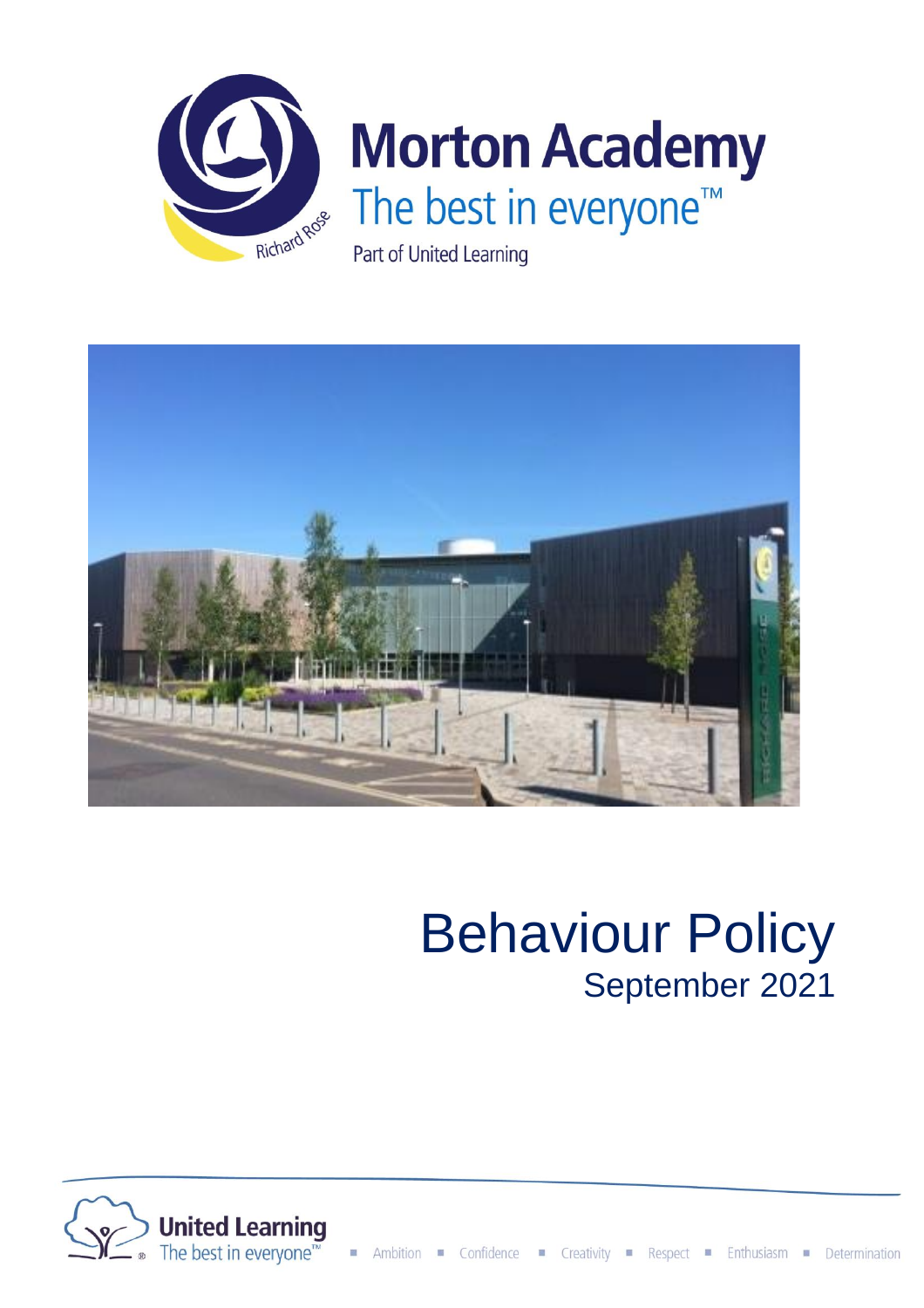# Morton Academy

The best in everyone™

Part of United Learning

# Behaviour Policy

## September 2021

United Learning
The best in everyone™

Ambition ▪ Confidence ▪ Creativity ▪ Respect ▪ Enthusiasm ▪ Determination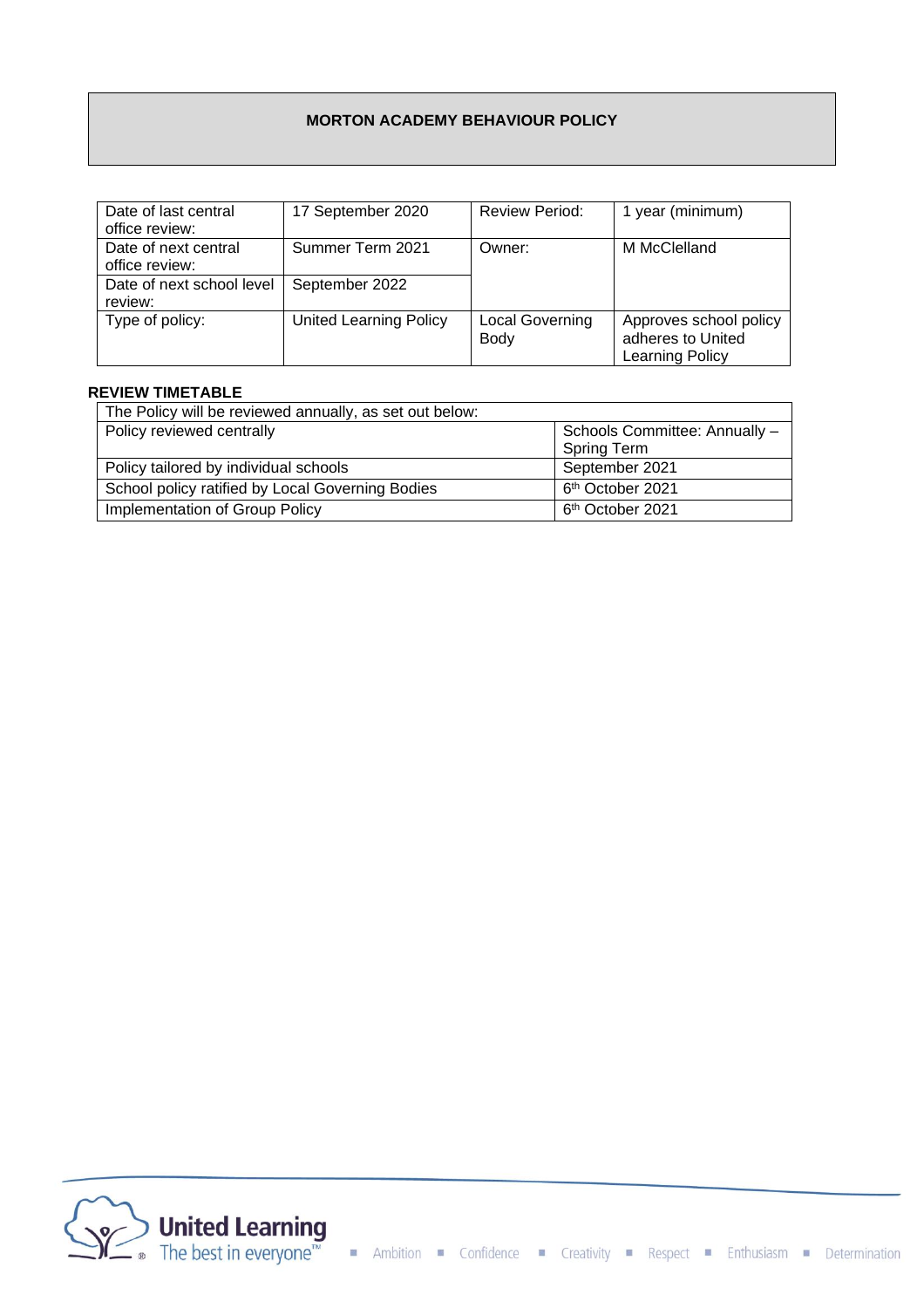# MORTON ACADEMY BEHAVIOUR POLICY

| Date of last central office review: | 17 September 2020 | Review Period: | 1 year (minimum) |
|---|---|---|---|
| Date of next central office review: | Summer Term 2021 | Owner: | M McClelland |
| Date of next school level review: | September 2022 | | |
| Type of policy: | United Learning Policy | Local Governing Body | Approves school policy adheres to United Learning Policy |

**REVIEW TIMETABLE**

| The Policy will be reviewed annually, as set out below: | |
|---|---|
| Policy reviewed centrally | Schools Committee: Annually – Spring Term |
| Policy tailored by individual schools | September 2021 |
| School policy ratified by Local Governing Bodies | 6th October 2021 |
| Implementation of Group Policy | 6th October 2021 |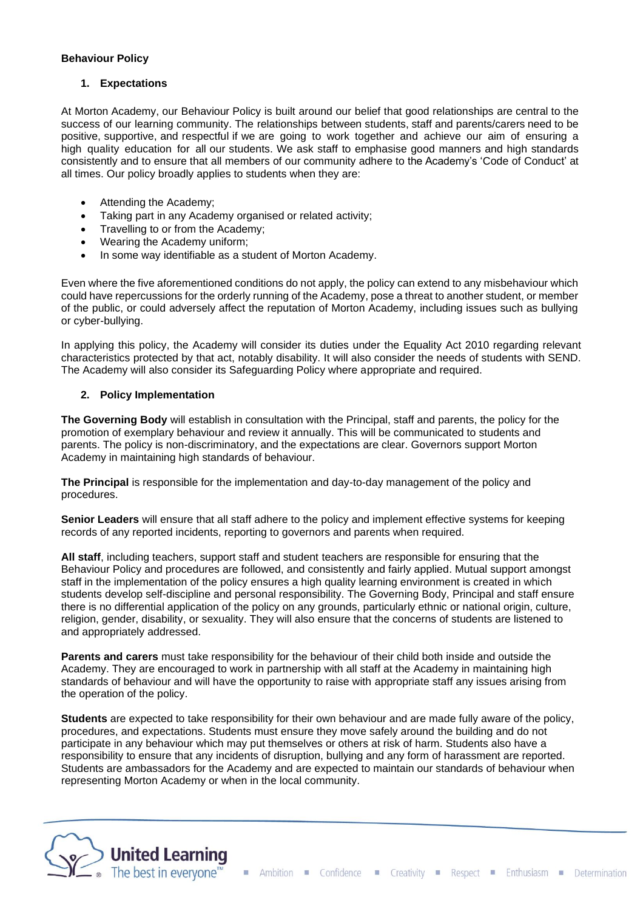**Behaviour Policy**

## 1. Expectations

At Morton Academy, our Behaviour Policy is built around our belief that good relationships are central to the success of our learning community. The relationships between students, staff and parents/carers need to be positive, supportive, and respectful if we are going to work together and achieve our aim of ensuring a high quality education for all our students. We ask staff to emphasise good manners and high standards consistently and to ensure that all members of our community adhere to the Academy's 'Code of Conduct' at all times. Our policy broadly applies to students when they are:

- Attending the Academy;
- Taking part in any Academy organised or related activity;
- Travelling to or from the Academy;
- Wearing the Academy uniform;
- In some way identifiable as a student of Morton Academy.

Even where the five aforementioned conditions do not apply, the policy can extend to any misbehaviour which could have repercussions for the orderly running of the Academy, pose a threat to another student, or member of the public, or could adversely affect the reputation of Morton Academy, including issues such as bullying or cyber-bullying.

In applying this policy, the Academy will consider its duties under the Equality Act 2010 regarding relevant characteristics protected by that act, notably disability. It will also consider the needs of students with SEND. The Academy will also consider its Safeguarding Policy where appropriate and required.

## 2. Policy Implementation

**The Governing Body** will establish in consultation with the Principal, staff and parents, the policy for the promotion of exemplary behaviour and review it annually. This will be communicated to students and parents. The policy is non-discriminatory, and the expectations are clear. Governors support Morton Academy in maintaining high standards of behaviour.

**The Principal** is responsible for the implementation and day-to-day management of the policy and procedures.

**Senior Leaders** will ensure that all staff adhere to the policy and implement effective systems for keeping records of any reported incidents, reporting to governors and parents when required.

**All staff**, including teachers, support staff and student teachers are responsible for ensuring that the Behaviour Policy and procedures are followed, and consistently and fairly applied. Mutual support amongst staff in the implementation of the policy ensures a high quality learning environment is created in which students develop self-discipline and personal responsibility. The Governing Body, Principal and staff ensure there is no differential application of the policy on any grounds, particularly ethnic or national origin, culture, religion, gender, disability, or sexuality. They will also ensure that the concerns of students are listened to and appropriately addressed.

**Parents and carers** must take responsibility for the behaviour of their child both inside and outside the Academy. They are encouraged to work in partnership with all staff at the Academy in maintaining high standards of behaviour and will have the opportunity to raise with appropriate staff any issues arising from the operation of the policy.

**Students** are expected to take responsibility for their own behaviour and are made fully aware of the policy, procedures, and expectations. Students must ensure they move safely around the building and do not participate in any behaviour which may put themselves or others at risk of harm. Students also have a responsibility to ensure that any incidents of disruption, bullying and any form of harassment are reported. Students are ambassadors for the Academy and are expected to maintain our standards of behaviour when representing Morton Academy or when in the local community.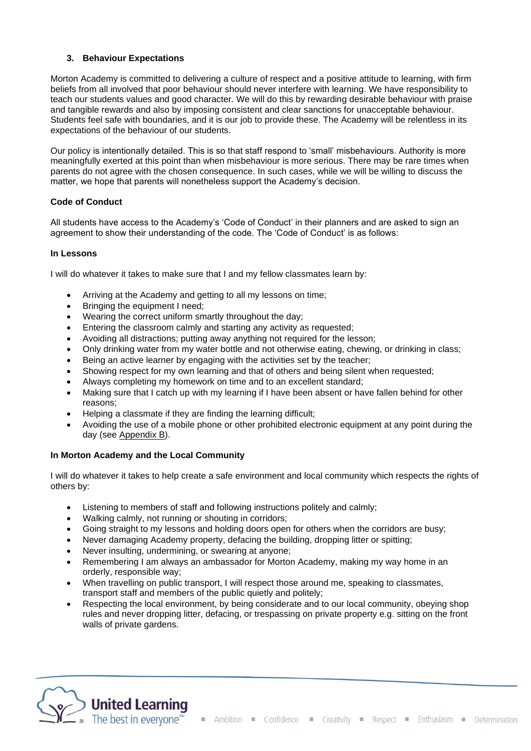### 3. Behaviour Expectations

Morton Academy is committed to delivering a culture of respect and a positive attitude to learning, with firm beliefs from all involved that poor behaviour should never interfere with learning. We have responsibility to teach our students values and good character. We will do this by rewarding desirable behaviour with praise and tangible rewards and also by imposing consistent and clear sanctions for unacceptable behaviour. Students feel safe with boundaries, and it is our job to provide these. The Academy will be relentless in its expectations of the behaviour of our students.

Our policy is intentionally detailed. This is so that staff respond to 'small' misbehaviours. Authority is more meaningfully exerted at this point than when misbehaviour is more serious. There may be rare times when parents do not agree with the chosen consequence. In such cases, while we will be willing to discuss the matter, we hope that parents will nonetheless support the Academy's decision.

**Code of Conduct**

All students have access to the Academy's 'Code of Conduct' in their planners and are asked to sign an agreement to show their understanding of the code. The 'Code of Conduct' is as follows:

**In Lessons**

I will do whatever it takes to make sure that I and my fellow classmates learn by:

- Arriving at the Academy and getting to all my lessons on time;
- Bringing the equipment I need;
- Wearing the correct uniform smartly throughout the day;
- Entering the classroom calmly and starting any activity as requested;
- Avoiding all distractions; putting away anything not required for the lesson;
- Only drinking water from my water bottle and not otherwise eating, chewing, or drinking in class;
- Being an active learner by engaging with the activities set by the teacher;
- Showing respect for my own learning and that of others and being silent when requested;
- Always completing my homework on time and to an excellent standard;
- Making sure that I catch up with my learning if I have been absent or have fallen behind for other reasons;
- Helping a classmate if they are finding the learning difficult;
- Avoiding the use of a mobile phone or other prohibited electronic equipment at any point during the day (see Appendix B).

**In Morton Academy and the Local Community**

I will do whatever it takes to help create a safe environment and local community which respects the rights of others by:

- Listening to members of staff and following instructions politely and calmly;
- Walking calmly, not running or shouting in corridors;
- Going straight to my lessons and holding doors open for others when the corridors are busy;
- Never damaging Academy property, defacing the building, dropping litter or spitting;
- Never insulting, undermining, or swearing at anyone;
- Remembering I am always an ambassador for Morton Academy, making my way home in an orderly, responsible way;
- When travelling on public transport, I will respect those around me, speaking to classmates, transport staff and members of the public quietly and politely;
- Respecting the local environment, by being considerate and to our local community, obeying shop rules and never dropping litter, defacing, or trespassing on private property e.g. sitting on the front walls of private gardens.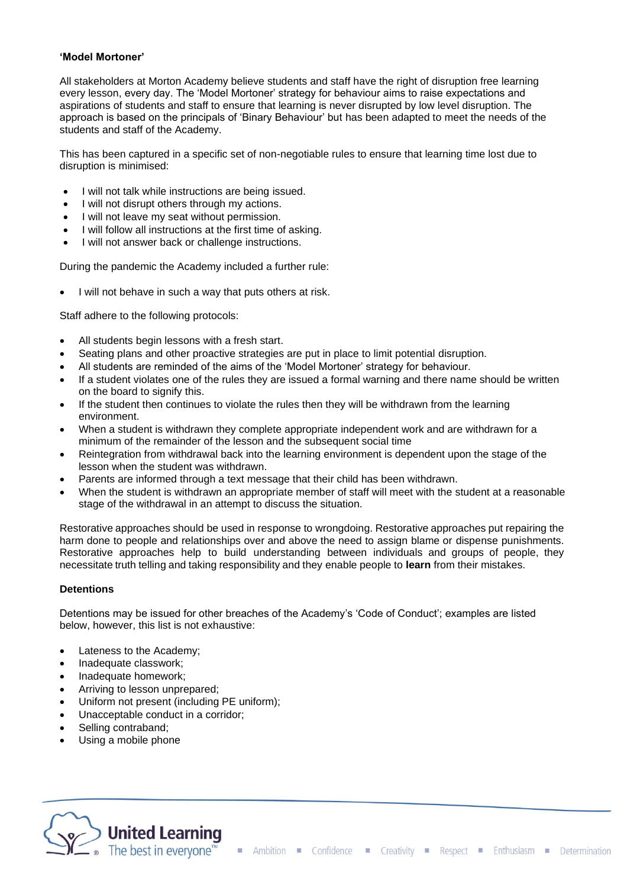**'Model Mortoner'**

All stakeholders at Morton Academy believe students and staff have the right of disruption free learning every lesson, every day. The 'Model Mortoner' strategy for behaviour aims to raise expectations and aspirations of students and staff to ensure that learning is never disrupted by low level disruption. The approach is based on the principals of 'Binary Behaviour' but has been adapted to meet the needs of the students and staff of the Academy.

This has been captured in a specific set of non-negotiable rules to ensure that learning time lost due to disruption is minimised:

- I will not talk while instructions are being issued.
- I will not disrupt others through my actions.
- I will not leave my seat without permission.
- I will follow all instructions at the first time of asking.
- I will not answer back or challenge instructions.

During the pandemic the Academy included a further rule:

- I will not behave in such a way that puts others at risk.

Staff adhere to the following protocols:

- All students begin lessons with a fresh start.
- Seating plans and other proactive strategies are put in place to limit potential disruption.
- All students are reminded of the aims of the 'Model Mortoner' strategy for behaviour.
- If a student violates one of the rules they are issued a formal warning and there name should be written on the board to signify this.
- If the student then continues to violate the rules then they will be withdrawn from the learning environment.
- When a student is withdrawn they complete appropriate independent work and are withdrawn for a minimum of the remainder of the lesson and the subsequent social time
- Reintegration from withdrawal back into the learning environment is dependent upon the stage of the lesson when the student was withdrawn.
- Parents are informed through a text message that their child has been withdrawn.
- When the student is withdrawn an appropriate member of staff will meet with the student at a reasonable stage of the withdrawal in an attempt to discuss the situation.

Restorative approaches should be used in response to wrongdoing. Restorative approaches put repairing the harm done to people and relationships over and above the need to assign blame or dispense punishments. Restorative approaches help to build understanding between individuals and groups of people, they necessitate truth telling and taking responsibility and they enable people to **learn** from their mistakes.

**Detentions**

Detentions may be issued for other breaches of the Academy's 'Code of Conduct'; examples are listed below, however, this list is not exhaustive:

- Lateness to the Academy;
- Inadequate classwork;
- Inadequate homework;
- Arriving to lesson unprepared;
- Uniform not present (including PE uniform);
- Unacceptable conduct in a corridor;
- Selling contraband;
- Using a mobile phone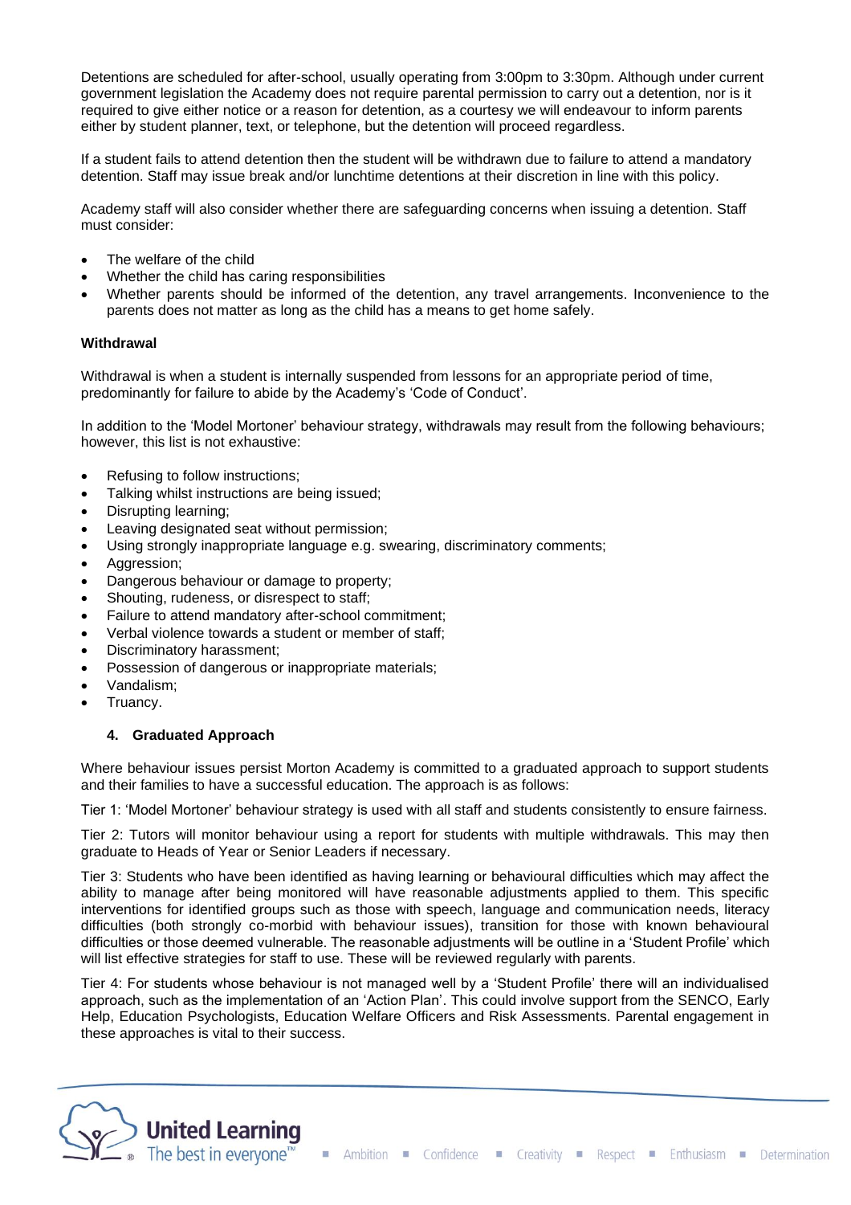Detentions are scheduled for after-school, usually operating from 3:00pm to 3:30pm. Although under current government legislation the Academy does not require parental permission to carry out a detention, nor is it required to give either notice or a reason for detention, as a courtesy we will endeavour to inform parents either by student planner, text, or telephone, but the detention will proceed regardless.

If a student fails to attend detention then the student will be withdrawn due to failure to attend a mandatory detention. Staff may issue break and/or lunchtime detentions at their discretion in line with this policy.

Academy staff will also consider whether there are safeguarding concerns when issuing a detention. Staff must consider:

- The welfare of the child
- Whether the child has caring responsibilities
- Whether parents should be informed of the detention, any travel arrangements. Inconvenience to the parents does not matter as long as the child has a means to get home safely.

**Withdrawal**

Withdrawal is when a student is internally suspended from lessons for an appropriate period of time, predominantly for failure to abide by the Academy's 'Code of Conduct'.

In addition to the 'Model Mortoner' behaviour strategy, withdrawals may result from the following behaviours; however, this list is not exhaustive:

- Refusing to follow instructions;
- Talking whilst instructions are being issued;
- Disrupting learning;
- Leaving designated seat without permission;
- Using strongly inappropriate language e.g. swearing, discriminatory comments;
- Aggression;
- Dangerous behaviour or damage to property;
- Shouting, rudeness, or disrespect to staff;
- Failure to attend mandatory after-school commitment;
- Verbal violence towards a student or member of staff;
- Discriminatory harassment;
- Possession of dangerous or inappropriate materials;
- Vandalism;
- Truancy.

## 4. Graduated Approach

Where behaviour issues persist Morton Academy is committed to a graduated approach to support students and their families to have a successful education. The approach is as follows:

Tier 1: 'Model Mortoner' behaviour strategy is used with all staff and students consistently to ensure fairness.

Tier 2: Tutors will monitor behaviour using a report for students with multiple withdrawals. This may then graduate to Heads of Year or Senior Leaders if necessary.

Tier 3: Students who have been identified as having learning or behavioural difficulties which may affect the ability to manage after being monitored will have reasonable adjustments applied to them. This specific interventions for identified groups such as those with speech, language and communication needs, literacy difficulties (both strongly co-morbid with behaviour issues), transition for those with known behavioural difficulties or those deemed vulnerable. The reasonable adjustments will be outline in a 'Student Profile' which will list effective strategies for staff to use. These will be reviewed regularly with parents.

Tier 4: For students whose behaviour is not managed well by a 'Student Profile' there will an individualised approach, such as the implementation of an 'Action Plan'. This could involve support from the SENCO, Early Help, Education Psychologists, Education Welfare Officers and Risk Assessments. Parental engagement in these approaches is vital to their success.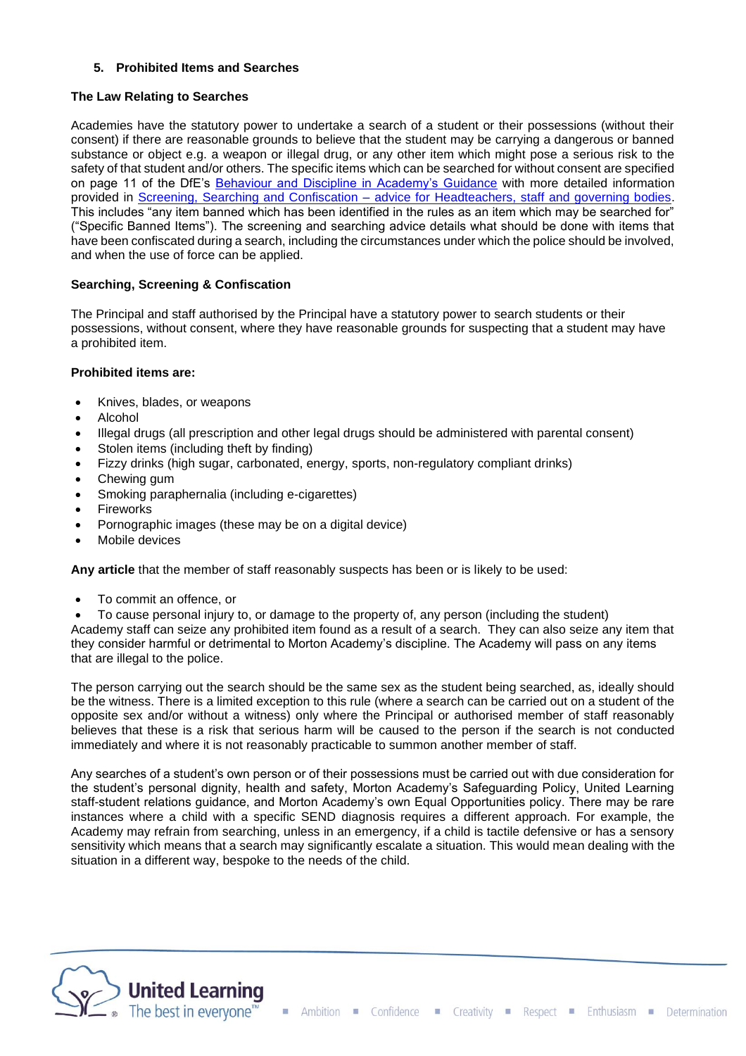## 5. Prohibited Items and Searches

**The Law Relating to Searches**

Academies have the statutory power to undertake a search of a student or their possessions (without their consent) if there are reasonable grounds to believe that the student may be carrying a dangerous or banned substance or object e.g. a weapon or illegal drug, or any other item which might pose a serious risk to the safety of that student and/or others. The specific items which can be searched for without consent are specified on page 11 of the DfE's [Behaviour and Discipline in Academy's Guidance]() with more detailed information provided in [Screening, Searching and Confiscation – advice for Headteachers, staff and governing bodies](). This includes "any item banned which has been identified in the rules as an item which may be searched for" ("Specific Banned Items"). The screening and searching advice details what should be done with items that have been confiscated during a search, including the circumstances under which the police should be involved, and when the use of force can be applied.

**Searching, Screening & Confiscation**

The Principal and staff authorised by the Principal have a statutory power to search students or their possessions, without consent, where they have reasonable grounds for suspecting that a student may have a prohibited item.

**Prohibited items are:**

- Knives, blades, or weapons
- Alcohol
- Illegal drugs (all prescription and other legal drugs should be administered with parental consent)
- Stolen items (including theft by finding)
- Fizzy drinks (high sugar, carbonated, energy, sports, non-regulatory compliant drinks)
- Chewing gum
- Smoking paraphernalia (including e-cigarettes)
- Fireworks
- Pornographic images (these may be on a digital device)
- Mobile devices

**Any article** that the member of staff reasonably suspects has been or is likely to be used:

- To commit an offence, or
- To cause personal injury to, or damage to the property of, any person (including the student)

Academy staff can seize any prohibited item found as a result of a search. They can also seize any item that they consider harmful or detrimental to Morton Academy's discipline. The Academy will pass on any items that are illegal to the police.

The person carrying out the search should be the same sex as the student being searched, as, ideally should be the witness. There is a limited exception to this rule (where a search can be carried out on a student of the opposite sex and/or without a witness) only where the Principal or authorised member of staff reasonably believes that these is a risk that serious harm will be caused to the person if the search is not conducted immediately and where it is not reasonably practicable to summon another member of staff.

Any searches of a student's own person or of their possessions must be carried out with due consideration for the student's personal dignity, health and safety, Morton Academy's Safeguarding Policy, United Learning staff-student relations guidance, and Morton Academy's own Equal Opportunities policy. There may be rare instances where a child with a specific SEND diagnosis requires a different approach. For example, the Academy may refrain from searching, unless in an emergency, if a child is tactile defensive or has a sensory sensitivity which means that a search may significantly escalate a situation. This would mean dealing with the situation in a different way, bespoke to the needs of the child.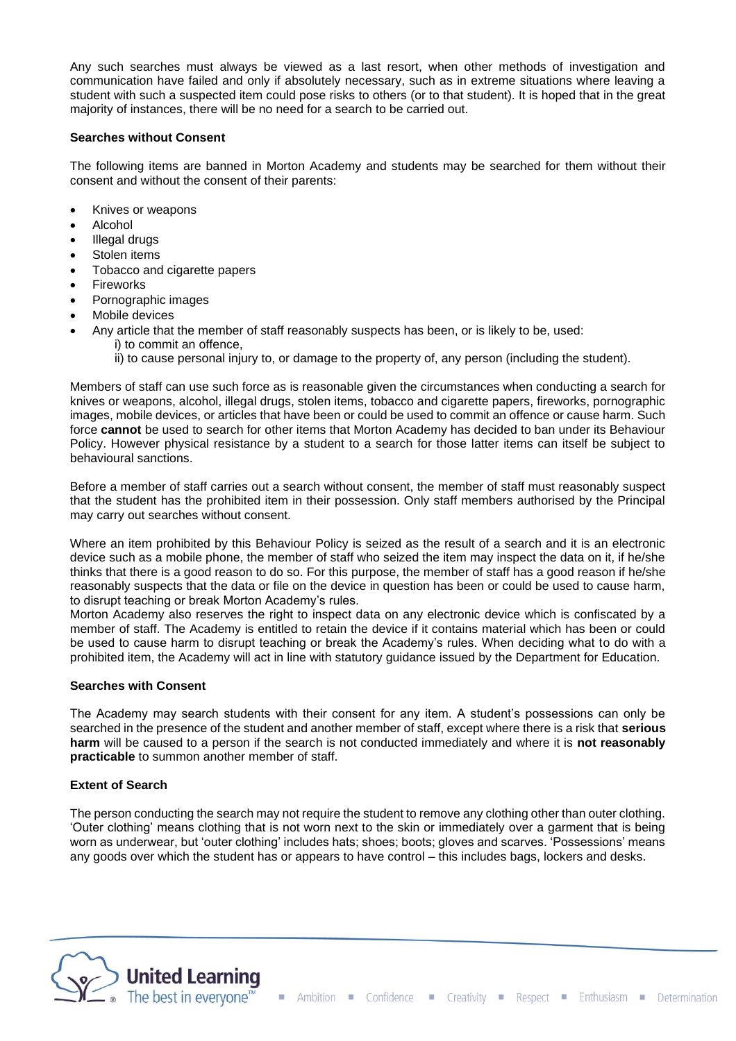Any such searches must always be viewed as a last resort, when other methods of investigation and communication have failed and only if absolutely necessary, such as in extreme situations where leaving a student with such a suspected item could pose risks to others (or to that student). It is hoped that in the great majority of instances, there will be no need for a search to be carried out.

**Searches without Consent**

The following items are banned in Morton Academy and students may be searched for them without their consent and without the consent of their parents:

- Knives or weapons
- Alcohol
- Illegal drugs
- Stolen items
- Tobacco and cigarette papers
- Fireworks
- Pornographic images
- Mobile devices
- Any article that the member of staff reasonably suspects has been, or is likely to be, used:
  - i) to commit an offence,
  - ii) to cause personal injury to, or damage to the property of, any person (including the student).

Members of staff can use such force as is reasonable given the circumstances when conducting a search for knives or weapons, alcohol, illegal drugs, stolen items, tobacco and cigarette papers, fireworks, pornographic images, mobile devices, or articles that have been or could be used to commit an offence or cause harm. Such force **cannot** be used to search for other items that Morton Academy has decided to ban under its Behaviour Policy. However physical resistance by a student to a search for those latter items can itself be subject to behavioural sanctions.

Before a member of staff carries out a search without consent, the member of staff must reasonably suspect that the student has the prohibited item in their possession. Only staff members authorised by the Principal may carry out searches without consent.

Where an item prohibited by this Behaviour Policy is seized as the result of a search and it is an electronic device such as a mobile phone, the member of staff who seized the item may inspect the data on it, if he/she thinks that there is a good reason to do so. For this purpose, the member of staff has a good reason if he/she reasonably suspects that the data or file on the device in question has been or could be used to cause harm, to disrupt teaching or break Morton Academy's rules.
Morton Academy also reserves the right to inspect data on any electronic device which is confiscated by a member of staff. The Academy is entitled to retain the device if it contains material which has been or could be used to cause harm to disrupt teaching or break the Academy's rules. When deciding what to do with a prohibited item, the Academy will act in line with statutory guidance issued by the Department for Education.

**Searches with Consent**

The Academy may search students with their consent for any item. A student's possessions can only be searched in the presence of the student and another member of staff, except where there is a risk that **serious harm** will be caused to a person if the search is not conducted immediately and where it is **not reasonably practicable** to summon another member of staff.

**Extent of Search**

The person conducting the search may not require the student to remove any clothing other than outer clothing. 'Outer clothing' means clothing that is not worn next to the skin or immediately over a garment that is being worn as underwear, but 'outer clothing' includes hats; shoes; boots; gloves and scarves. 'Possessions' means any goods over which the student has or appears to have control – this includes bags, lockers and desks.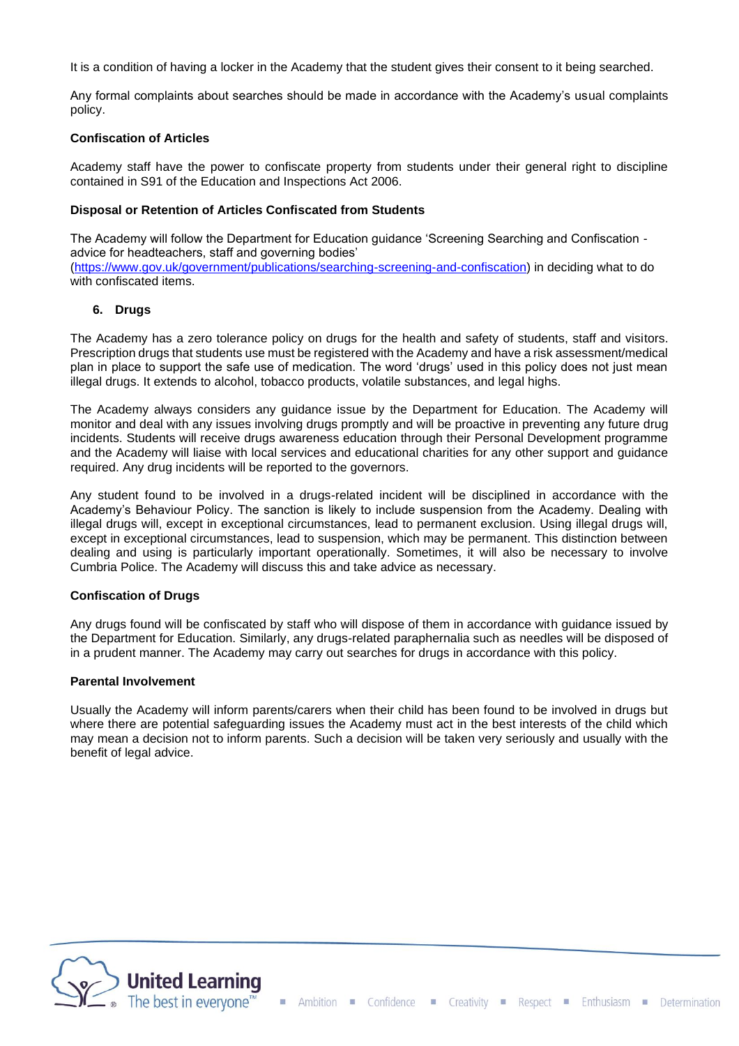It is a condition of having a locker in the Academy that the student gives their consent to it being searched.

Any formal complaints about searches should be made in accordance with the Academy's usual complaints policy.

**Confiscation of Articles**

Academy staff have the power to confiscate property from students under their general right to discipline contained in S91 of the Education and Inspections Act 2006.

**Disposal or Retention of Articles Confiscated from Students**

The Academy will follow the Department for Education guidance 'Screening Searching and Confiscation - advice for headteachers, staff and governing bodies' (https://www.gov.uk/government/publications/searching-screening-and-confiscation) in deciding what to do with confiscated items.

## 6. Drugs

The Academy has a zero tolerance policy on drugs for the health and safety of students, staff and visitors. Prescription drugs that students use must be registered with the Academy and have a risk assessment/medical plan in place to support the safe use of medication. The word 'drugs' used in this policy does not just mean illegal drugs. It extends to alcohol, tobacco products, volatile substances, and legal highs.

The Academy always considers any guidance issue by the Department for Education. The Academy will monitor and deal with any issues involving drugs promptly and will be proactive in preventing any future drug incidents. Students will receive drugs awareness education through their Personal Development programme and the Academy will liaise with local services and educational charities for any other support and guidance required. Any drug incidents will be reported to the governors.

Any student found to be involved in a drugs-related incident will be disciplined in accordance with the Academy's Behaviour Policy. The sanction is likely to include suspension from the Academy. Dealing with illegal drugs will, except in exceptional circumstances, lead to permanent exclusion. Using illegal drugs will, except in exceptional circumstances, lead to suspension, which may be permanent. This distinction between dealing and using is particularly important operationally. Sometimes, it will also be necessary to involve Cumbria Police. The Academy will discuss this and take advice as necessary.

**Confiscation of Drugs**

Any drugs found will be confiscated by staff who will dispose of them in accordance with guidance issued by the Department for Education. Similarly, any drugs-related paraphernalia such as needles will be disposed of in a prudent manner. The Academy may carry out searches for drugs in accordance with this policy.

**Parental Involvement**

Usually the Academy will inform parents/carers when their child has been found to be involved in drugs but where there are potential safeguarding issues the Academy must act in the best interests of the child which may mean a decision not to inform parents. Such a decision will be taken very seriously and usually with the benefit of legal advice.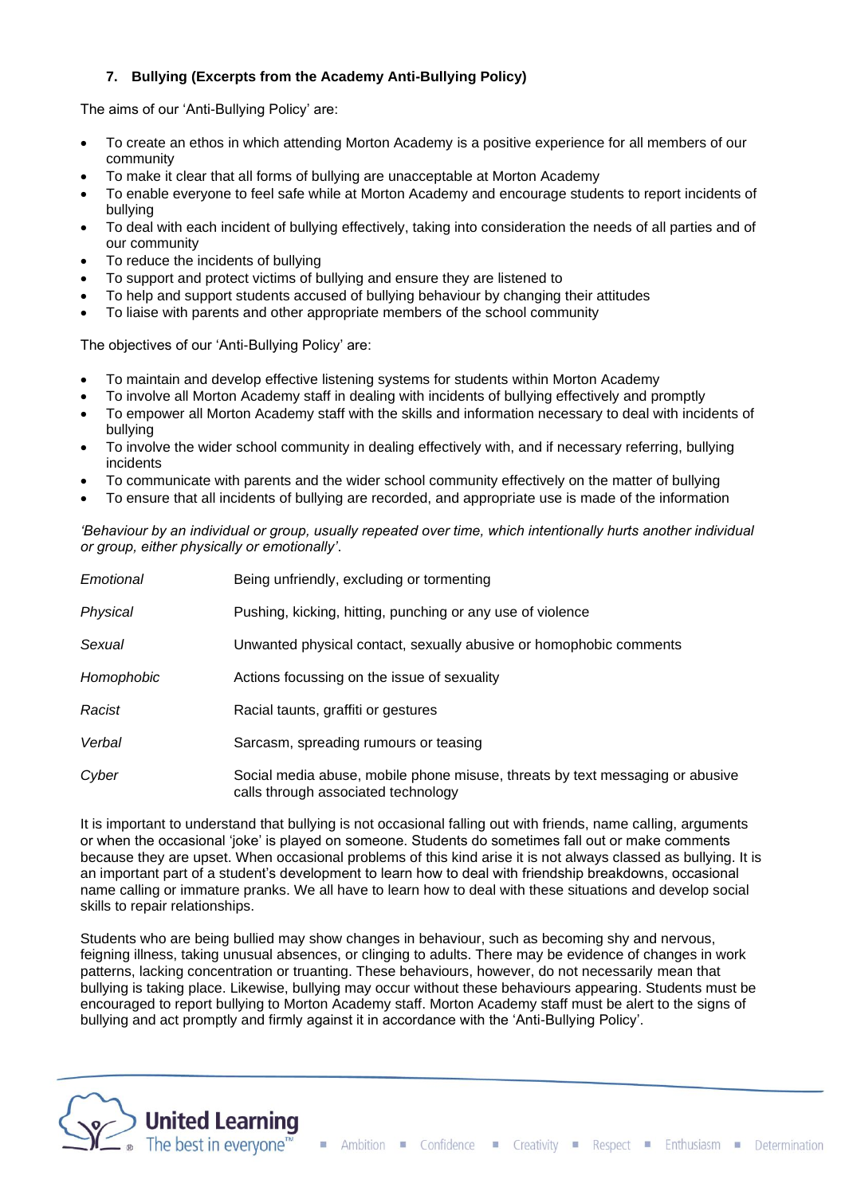### 7. Bullying (Excerpts from the Academy Anti-Bullying Policy)

The aims of our 'Anti-Bullying Policy' are:

- To create an ethos in which attending Morton Academy is a positive experience for all members of our community
- To make it clear that all forms of bullying are unacceptable at Morton Academy
- To enable everyone to feel safe while at Morton Academy and encourage students to report incidents of bullying
- To deal with each incident of bullying effectively, taking into consideration the needs of all parties and of our community
- To reduce the incidents of bullying
- To support and protect victims of bullying and ensure they are listened to
- To help and support students accused of bullying behaviour by changing their attitudes
- To liaise with parents and other appropriate members of the school community

The objectives of our 'Anti-Bullying Policy' are:

- To maintain and develop effective listening systems for students within Morton Academy
- To involve all Morton Academy staff in dealing with incidents of bullying effectively and promptly
- To empower all Morton Academy staff with the skills and information necessary to deal with incidents of bullying
- To involve the wider school community in dealing effectively with, and if necessary referring, bullying incidents
- To communicate with parents and the wider school community effectively on the matter of bullying
- To ensure that all incidents of bullying are recorded, and appropriate use is made of the information

*'Behaviour by an individual or group, usually repeated over time, which intentionally hurts another individual or group, either physically or emotionally'.*

| | |
|---|---|
| *Emotional* | Being unfriendly, excluding or tormenting |
| *Physical* | Pushing, kicking, hitting, punching or any use of violence |
| *Sexual* | Unwanted physical contact, sexually abusive or homophobic comments |
| *Homophobic* | Actions focussing on the issue of sexuality |
| *Racist* | Racial taunts, graffiti or gestures |
| *Verbal* | Sarcasm, spreading rumours or teasing |
| *Cyber* | Social media abuse, mobile phone misuse, threats by text messaging or abusive calls through associated technology |

It is important to understand that bullying is not occasional falling out with friends, name calling, arguments or when the occasional 'joke' is played on someone. Students do sometimes fall out or make comments because they are upset. When occasional problems of this kind arise it is not always classed as bullying. It is an important part of a student's development to learn how to deal with friendship breakdowns, occasional name calling or immature pranks. We all have to learn how to deal with these situations and develop social skills to repair relationships.

Students who are being bullied may show changes in behaviour, such as becoming shy and nervous, feigning illness, taking unusual absences, or clinging to adults. There may be evidence of changes in work patterns, lacking concentration or truanting. These behaviours, however, do not necessarily mean that bullying is taking place. Likewise, bullying may occur without these behaviours appearing. Students must be encouraged to report bullying to Morton Academy staff. Morton Academy staff must be alert to the signs of bullying and act promptly and firmly against it in accordance with the 'Anti-Bullying Policy'.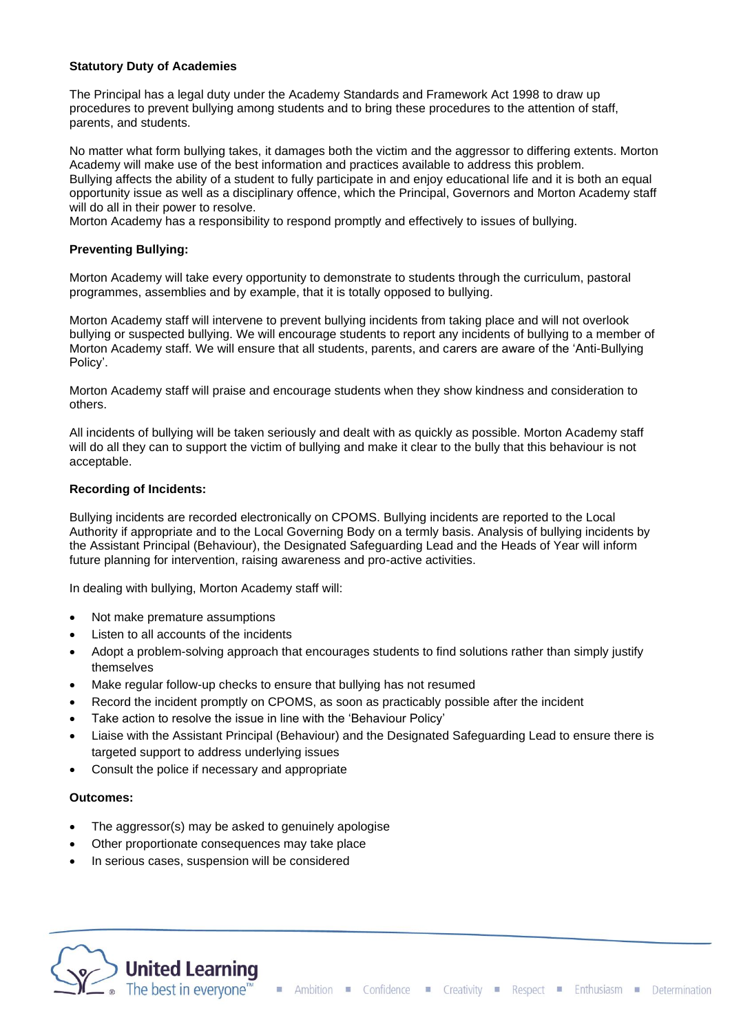**Statutory Duty of Academies**

The Principal has a legal duty under the Academy Standards and Framework Act 1998 to draw up procedures to prevent bullying among students and to bring these procedures to the attention of staff, parents, and students.

No matter what form bullying takes, it damages both the victim and the aggressor to differing extents. Morton Academy will make use of the best information and practices available to address this problem. Bullying affects the ability of a student to fully participate in and enjoy educational life and it is both an equal opportunity issue as well as a disciplinary offence, which the Principal, Governors and Morton Academy staff will do all in their power to resolve.
Morton Academy has a responsibility to respond promptly and effectively to issues of bullying.

**Preventing Bullying:**

Morton Academy will take every opportunity to demonstrate to students through the curriculum, pastoral programmes, assemblies and by example, that it is totally opposed to bullying.

Morton Academy staff will intervene to prevent bullying incidents from taking place and will not overlook bullying or suspected bullying. We will encourage students to report any incidents of bullying to a member of Morton Academy staff. We will ensure that all students, parents, and carers are aware of the 'Anti-Bullying Policy'.

Morton Academy staff will praise and encourage students when they show kindness and consideration to others.

All incidents of bullying will be taken seriously and dealt with as quickly as possible. Morton Academy staff will do all they can to support the victim of bullying and make it clear to the bully that this behaviour is not acceptable.

**Recording of Incidents:**

Bullying incidents are recorded electronically on CPOMS. Bullying incidents are reported to the Local Authority if appropriate and to the Local Governing Body on a termly basis. Analysis of bullying incidents by the Assistant Principal (Behaviour), the Designated Safeguarding Lead and the Heads of Year will inform future planning for intervention, raising awareness and pro-active activities.

In dealing with bullying, Morton Academy staff will:

- Not make premature assumptions
- Listen to all accounts of the incidents
- Adopt a problem-solving approach that encourages students to find solutions rather than simply justify themselves
- Make regular follow-up checks to ensure that bullying has not resumed
- Record the incident promptly on CPOMS, as soon as practicably possible after the incident
- Take action to resolve the issue in line with the 'Behaviour Policy'
- Liaise with the Assistant Principal (Behaviour) and the Designated Safeguarding Lead to ensure there is targeted support to address underlying issues
- Consult the police if necessary and appropriate

**Outcomes:**

- The aggressor(s) may be asked to genuinely apologise
- Other proportionate consequences may take place
- In serious cases, suspension will be considered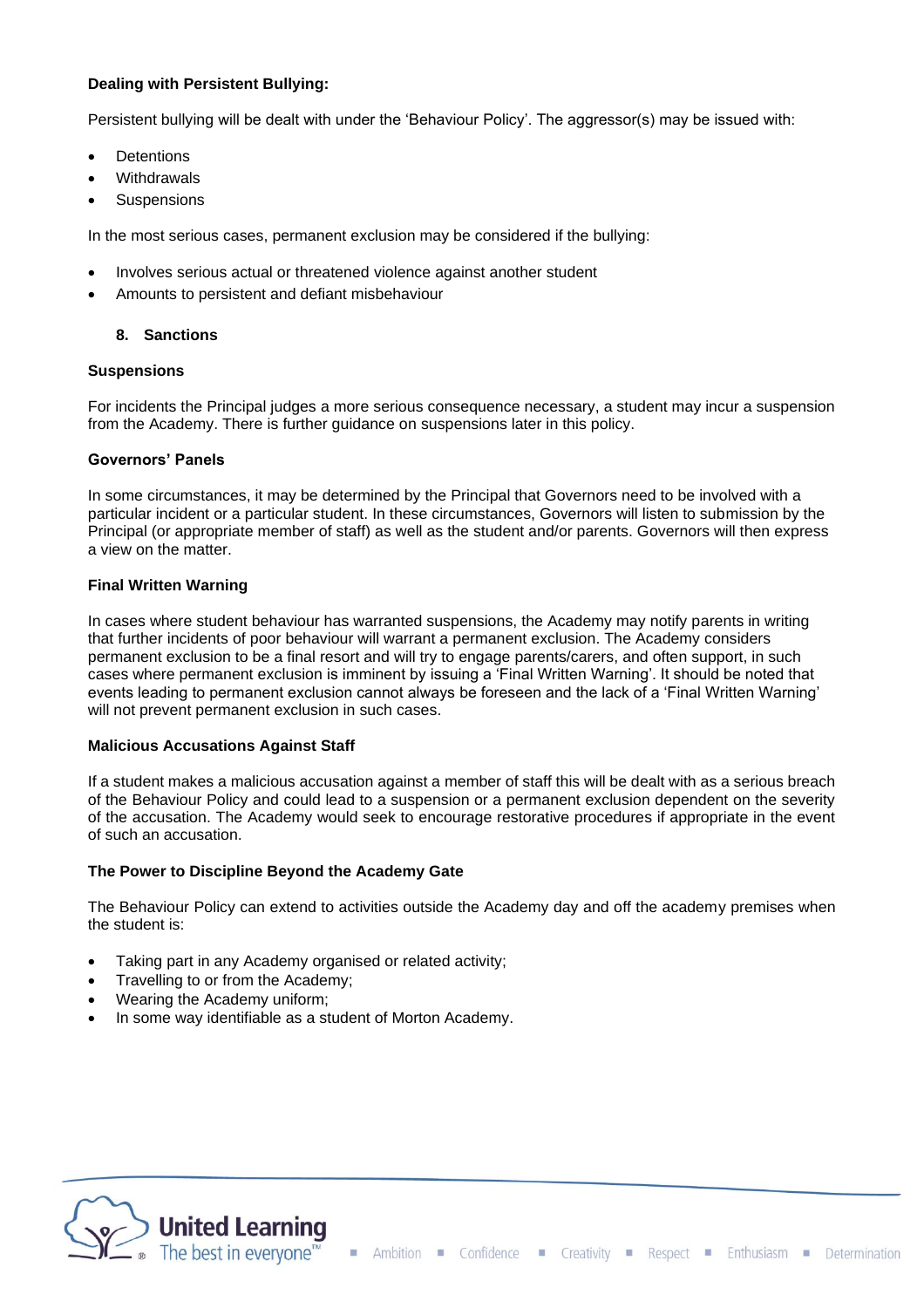**Dealing with Persistent Bullying:**

Persistent bullying will be dealt with under the 'Behaviour Policy'. The aggressor(s) may be issued with:

- Detentions
- Withdrawals
- Suspensions

In the most serious cases, permanent exclusion may be considered if the bullying:

- Involves serious actual or threatened violence against another student
- Amounts to persistent and defiant misbehaviour

## 8. Sanctions

**Suspensions**

For incidents the Principal judges a more serious consequence necessary, a student may incur a suspension from the Academy. There is further guidance on suspensions later in this policy.

**Governors' Panels**

In some circumstances, it may be determined by the Principal that Governors need to be involved with a particular incident or a particular student. In these circumstances, Governors will listen to submission by the Principal (or appropriate member of staff) as well as the student and/or parents. Governors will then express a view on the matter.

**Final Written Warning**

In cases where student behaviour has warranted suspensions, the Academy may notify parents in writing that further incidents of poor behaviour will warrant a permanent exclusion. The Academy considers permanent exclusion to be a final resort and will try to engage parents/carers, and often support, in such cases where permanent exclusion is imminent by issuing a 'Final Written Warning'. It should be noted that events leading to permanent exclusion cannot always be foreseen and the lack of a 'Final Written Warning' will not prevent permanent exclusion in such cases.

**Malicious Accusations Against Staff**

If a student makes a malicious accusation against a member of staff this will be dealt with as a serious breach of the Behaviour Policy and could lead to a suspension or a permanent exclusion dependent on the severity of the accusation. The Academy would seek to encourage restorative procedures if appropriate in the event of such an accusation.

**The Power to Discipline Beyond the Academy Gate**

The Behaviour Policy can extend to activities outside the Academy day and off the academy premises when the student is:

- Taking part in any Academy organised or related activity;
- Travelling to or from the Academy;
- Wearing the Academy uniform;
- In some way identifiable as a student of Morton Academy.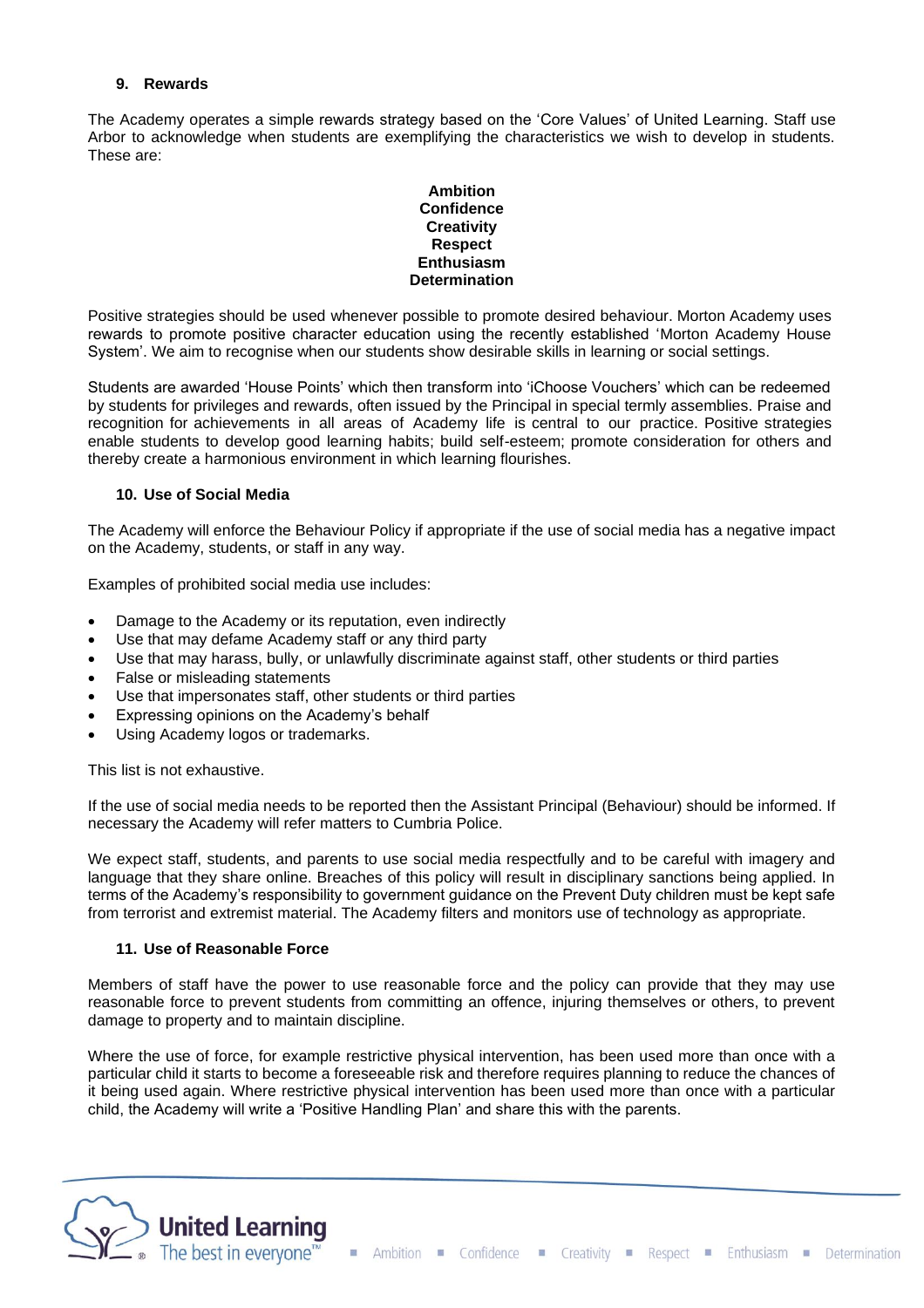## 9. Rewards

The Academy operates a simple rewards strategy based on the 'Core Values' of United Learning. Staff use Arbor to acknowledge when students are exemplifying the characteristics we wish to develop in students. These are:

**Ambition**
**Confidence**
**Creativity**
**Respect**
**Enthusiasm**
**Determination**

Positive strategies should be used whenever possible to promote desired behaviour. Morton Academy uses rewards to promote positive character education using the recently established 'Morton Academy House System'. We aim to recognise when our students show desirable skills in learning or social settings.

Students are awarded 'House Points' which then transform into 'iChoose Vouchers' which can be redeemed by students for privileges and rewards, often issued by the Principal in special termly assemblies. Praise and recognition for achievements in all areas of Academy life is central to our practice. Positive strategies enable students to develop good learning habits; build self-esteem; promote consideration for others and thereby create a harmonious environment in which learning flourishes.

## 10. Use of Social Media

The Academy will enforce the Behaviour Policy if appropriate if the use of social media has a negative impact on the Academy, students, or staff in any way.

Examples of prohibited social media use includes:

- Damage to the Academy or its reputation, even indirectly
- Use that may defame Academy staff or any third party
- Use that may harass, bully, or unlawfully discriminate against staff, other students or third parties
- False or misleading statements
- Use that impersonates staff, other students or third parties
- Expressing opinions on the Academy's behalf
- Using Academy logos or trademarks.

This list is not exhaustive.

If the use of social media needs to be reported then the Assistant Principal (Behaviour) should be informed. If necessary the Academy will refer matters to Cumbria Police.

We expect staff, students, and parents to use social media respectfully and to be careful with imagery and language that they share online. Breaches of this policy will result in disciplinary sanctions being applied. In terms of the Academy's responsibility to government guidance on the Prevent Duty children must be kept safe from terrorist and extremist material. The Academy filters and monitors use of technology as appropriate.

## 11. Use of Reasonable Force

Members of staff have the power to use reasonable force and the policy can provide that they may use reasonable force to prevent students from committing an offence, injuring themselves or others, to prevent damage to property and to maintain discipline.

Where the use of force, for example restrictive physical intervention, has been used more than once with a particular child it starts to become a foreseeable risk and therefore requires planning to reduce the chances of it being used again. Where restrictive physical intervention has been used more than once with a particular child, the Academy will write a 'Positive Handling Plan' and share this with the parents.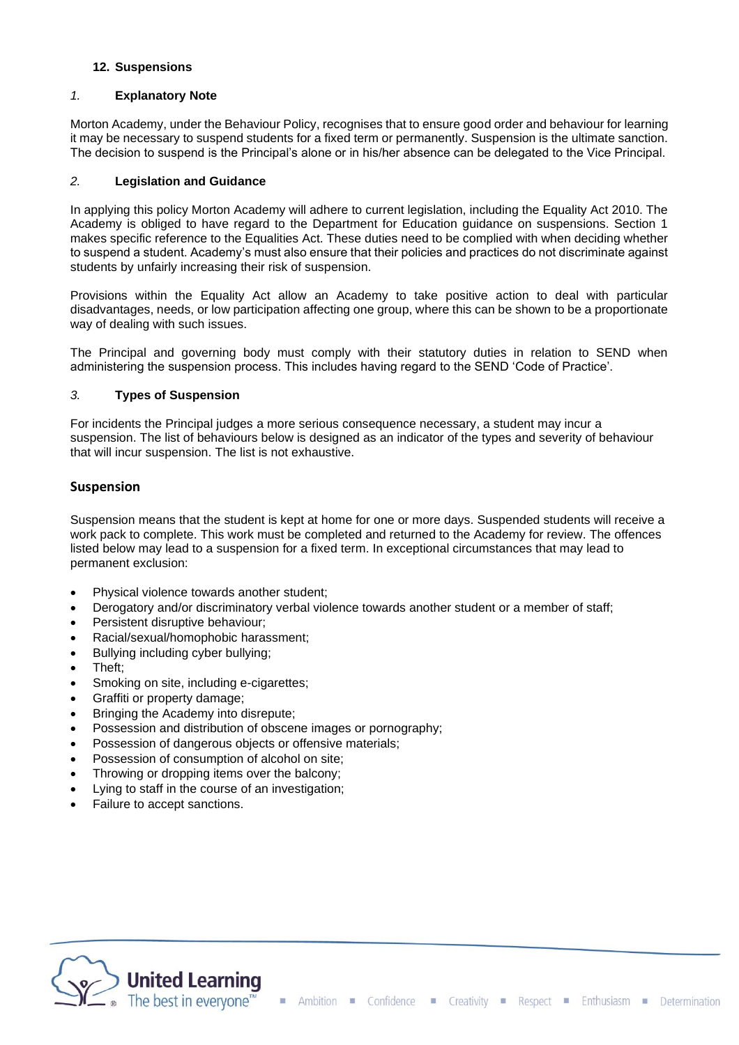## 12. Suspensions

### *1.* Explanatory Note

Morton Academy, under the Behaviour Policy, recognises that to ensure good order and behaviour for learning it may be necessary to suspend students for a fixed term or permanently. Suspension is the ultimate sanction. The decision to suspend is the Principal's alone or in his/her absence can be delegated to the Vice Principal.

### *2.* Legislation and Guidance

In applying this policy Morton Academy will adhere to current legislation, including the Equality Act 2010. The Academy is obliged to have regard to the Department for Education guidance on suspensions. Section 1 makes specific reference to the Equalities Act. These duties need to be complied with when deciding whether to suspend a student. Academy's must also ensure that their policies and practices do not discriminate against students by unfairly increasing their risk of suspension.

Provisions within the Equality Act allow an Academy to take positive action to deal with particular disadvantages, needs, or low participation affecting one group, where this can be shown to be a proportionate way of dealing with such issues.

The Principal and governing body must comply with their statutory duties in relation to SEND when administering the suspension process. This includes having regard to the SEND 'Code of Practice'.

### *3.* Types of Suspension

For incidents the Principal judges a more serious consequence necessary, a student may incur a suspension. The list of behaviours below is designed as an indicator of the types and severity of behaviour that will incur suspension. The list is not exhaustive.

### Suspension

Suspension means that the student is kept at home for one or more days. Suspended students will receive a work pack to complete. This work must be completed and returned to the Academy for review. The offences listed below may lead to a suspension for a fixed term. In exceptional circumstances that may lead to permanent exclusion:

- Physical violence towards another student;
- Derogatory and/or discriminatory verbal violence towards another student or a member of staff;
- Persistent disruptive behaviour;
- Racial/sexual/homophobic harassment;
- Bullying including cyber bullying;
- Theft;
- Smoking on site, including e-cigarettes;
- Graffiti or property damage;
- Bringing the Academy into disrepute;
- Possession and distribution of obscene images or pornography;
- Possession of dangerous objects or offensive materials;
- Possession of consumption of alcohol on site;
- Throwing or dropping items over the balcony;
- Lying to staff in the course of an investigation;
- Failure to accept sanctions.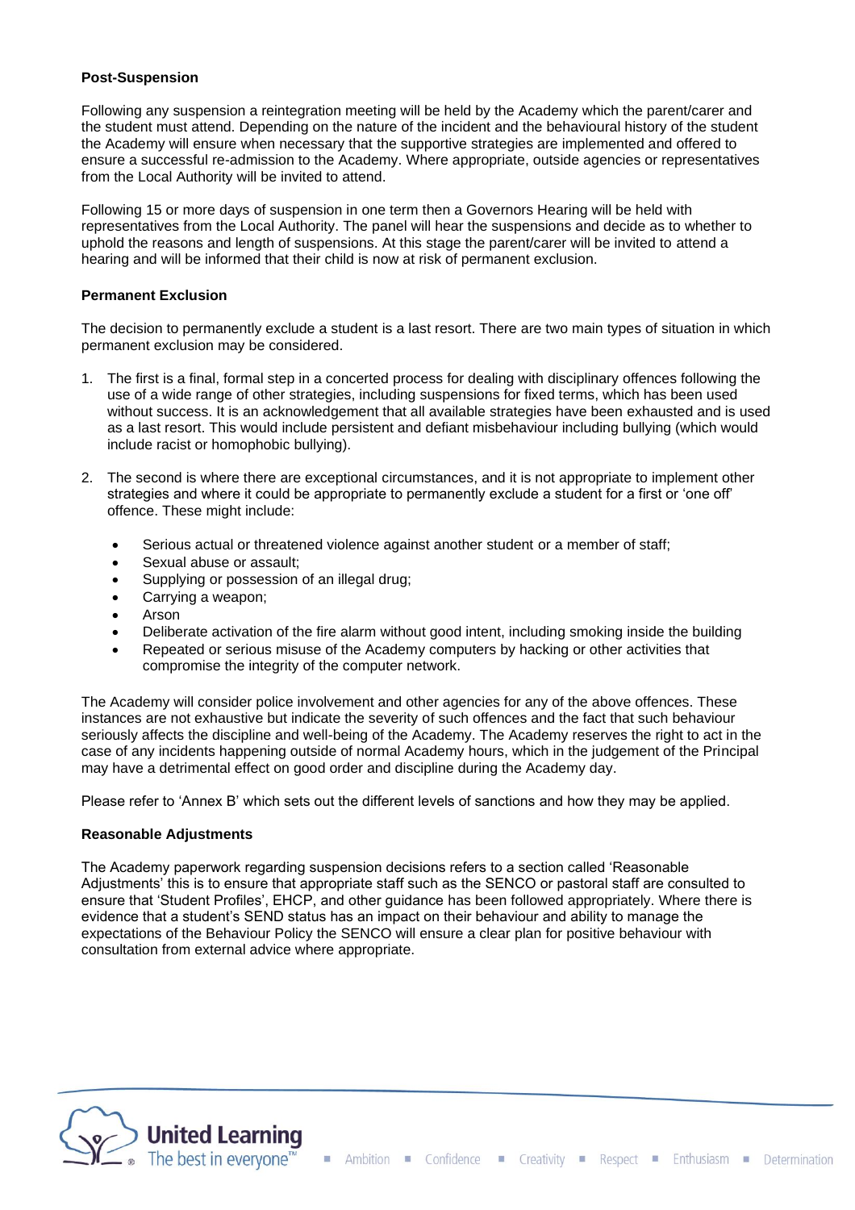**Post-Suspension**

Following any suspension a reintegration meeting will be held by the Academy which the parent/carer and the student must attend. Depending on the nature of the incident and the behavioural history of the student the Academy will ensure when necessary that the supportive strategies are implemented and offered to ensure a successful re-admission to the Academy. Where appropriate, outside agencies or representatives from the Local Authority will be invited to attend.

Following 15 or more days of suspension in one term then a Governors Hearing will be held with representatives from the Local Authority. The panel will hear the suspensions and decide as to whether to uphold the reasons and length of suspensions. At this stage the parent/carer will be invited to attend a hearing and will be informed that their child is now at risk of permanent exclusion.

**Permanent Exclusion**

The decision to permanently exclude a student is a last resort. There are two main types of situation in which permanent exclusion may be considered.

1. The first is a final, formal step in a concerted process for dealing with disciplinary offences following the use of a wide range of other strategies, including suspensions for fixed terms, which has been used without success. It is an acknowledgement that all available strategies have been exhausted and is used as a last resort. This would include persistent and defiant misbehaviour including bullying (which would include racist or homophobic bullying).

2. The second is where there are exceptional circumstances, and it is not appropriate to implement other strategies and where it could be appropriate to permanently exclude a student for a first or 'one off' offence. These might include:

   - Serious actual or threatened violence against another student or a member of staff;
   - Sexual abuse or assault;
   - Supplying or possession of an illegal drug;
   - Carrying a weapon;
   - Arson
   - Deliberate activation of the fire alarm without good intent, including smoking inside the building
   - Repeated or serious misuse of the Academy computers by hacking or other activities that compromise the integrity of the computer network.

The Academy will consider police involvement and other agencies for any of the above offences. These instances are not exhaustive but indicate the severity of such offences and the fact that such behaviour seriously affects the discipline and well-being of the Academy. The Academy reserves the right to act in the case of any incidents happening outside of normal Academy hours, which in the judgement of the Principal may have a detrimental effect on good order and discipline during the Academy day.

Please refer to 'Annex B' which sets out the different levels of sanctions and how they may be applied.

**Reasonable Adjustments**

The Academy paperwork regarding suspension decisions refers to a section called 'Reasonable Adjustments' this is to ensure that appropriate staff such as the SENCO or pastoral staff are consulted to ensure that 'Student Profiles', EHCP, and other guidance has been followed appropriately. Where there is evidence that a student's SEND status has an impact on their behaviour and ability to manage the expectations of the Behaviour Policy the SENCO will ensure a clear plan for positive behaviour with consultation from external advice where appropriate.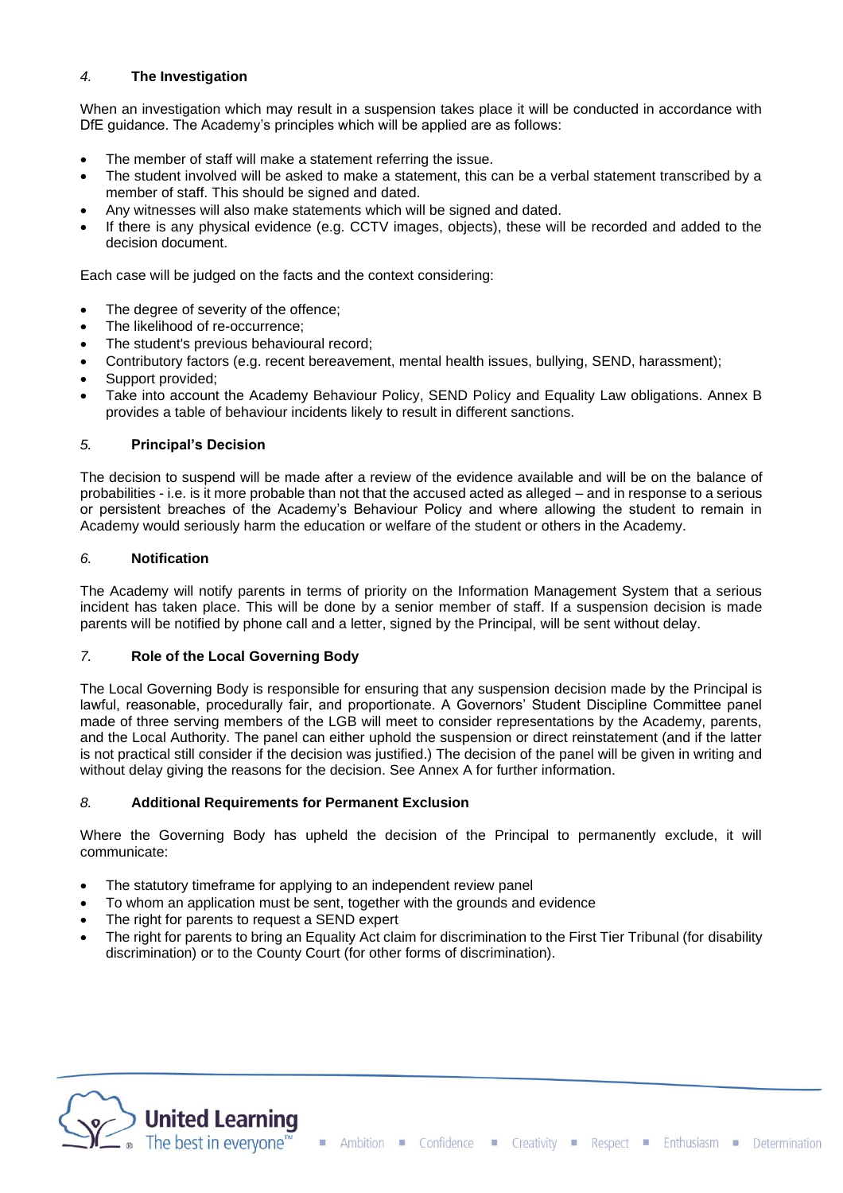## *4.* The Investigation

When an investigation which may result in a suspension takes place it will be conducted in accordance with DfE guidance. The Academy's principles which will be applied are as follows:

- The member of staff will make a statement referring the issue.
- The student involved will be asked to make a statement, this can be a verbal statement transcribed by a member of staff. This should be signed and dated.
- Any witnesses will also make statements which will be signed and dated.
- If there is any physical evidence (e.g. CCTV images, objects), these will be recorded and added to the decision document.

Each case will be judged on the facts and the context considering:

- The degree of severity of the offence;
- The likelihood of re-occurrence;
- The student's previous behavioural record;
- Contributory factors (e.g. recent bereavement, mental health issues, bullying, SEND, harassment);
- Support provided;
- Take into account the Academy Behaviour Policy, SEND Policy and Equality Law obligations. Annex B provides a table of behaviour incidents likely to result in different sanctions.

## *5.* Principal's Decision

The decision to suspend will be made after a review of the evidence available and will be on the balance of probabilities - i.e. is it more probable than not that the accused acted as alleged – and in response to a serious or persistent breaches of the Academy's Behaviour Policy and where allowing the student to remain in Academy would seriously harm the education or welfare of the student or others in the Academy.

## *6.* Notification

The Academy will notify parents in terms of priority on the Information Management System that a serious incident has taken place. This will be done by a senior member of staff. If a suspension decision is made parents will be notified by phone call and a letter, signed by the Principal, will be sent without delay.

## *7.* Role of the Local Governing Body

The Local Governing Body is responsible for ensuring that any suspension decision made by the Principal is lawful, reasonable, procedurally fair, and proportionate. A Governors' Student Discipline Committee panel made of three serving members of the LGB will meet to consider representations by the Academy, parents, and the Local Authority. The panel can either uphold the suspension or direct reinstatement (and if the latter is not practical still consider if the decision was justified.) The decision of the panel will be given in writing and without delay giving the reasons for the decision. See Annex A for further information.

## *8.* Additional Requirements for Permanent Exclusion

Where the Governing Body has upheld the decision of the Principal to permanently exclude, it will communicate:

- The statutory timeframe for applying to an independent review panel
- To whom an application must be sent, together with the grounds and evidence
- The right for parents to request a SEND expert
- The right for parents to bring an Equality Act claim for discrimination to the First Tier Tribunal (for disability discrimination) or to the County Court (for other forms of discrimination).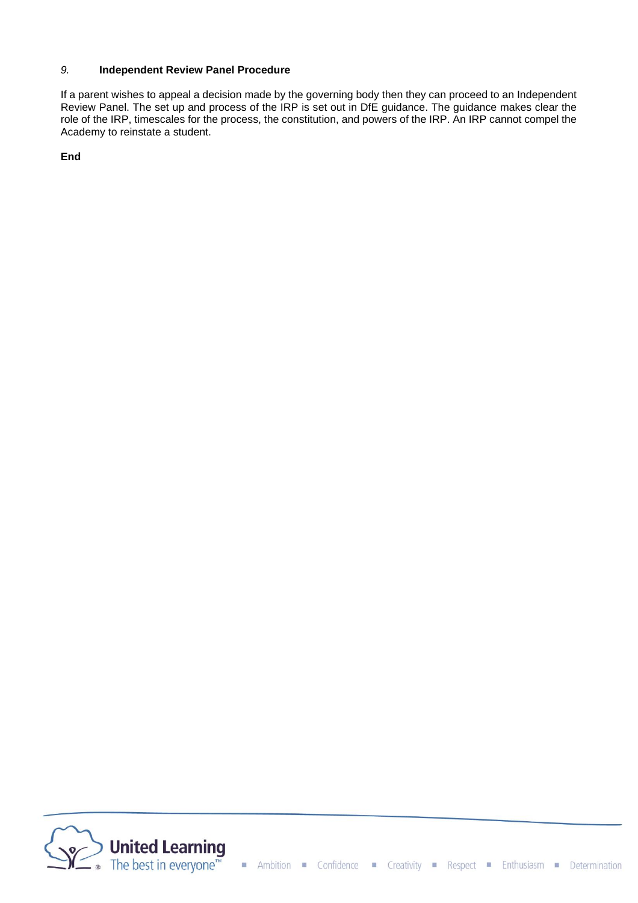## *9.* Independent Review Panel Procedure

If a parent wishes to appeal a decision made by the governing body then they can proceed to an Independent Review Panel. The set up and process of the IRP is set out in DfE guidance. The guidance makes clear the role of the IRP, timescales for the process, the constitution, and powers of the IRP. An IRP cannot compel the Academy to reinstate a student.

**End**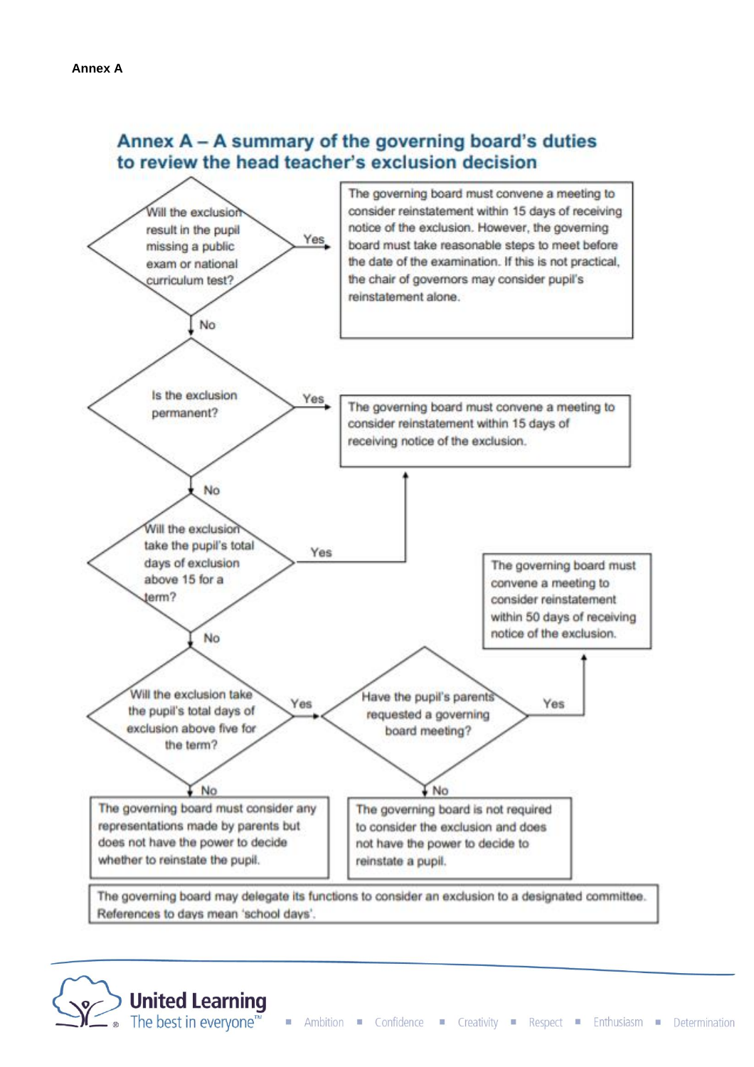**Annex A**

## Annex A – A summary of the governing board's duties to review the head teacher's exclusion decision

**Will the exclusion result in the pupil missing a public exam or national curriculum test?**

- **Yes** → The governing board must convene a meeting to consider reinstatement within 15 days of receiving notice of the exclusion. However, the governing board must take reasonable steps to meet before the date of the examination. If this is not practical, the chair of governors may consider pupil's reinstatement alone.
- **No** → go to next question.

**Is the exclusion permanent?**

- **Yes** → The governing board must convene a meeting to consider reinstatement within 15 days of receiving notice of the exclusion.
- **No** → go to next question.

**Will the exclusion take the pupil's total days of exclusion above 15 for a term?**

- **Yes** → The governing board must convene a meeting to consider reinstatement within 15 days of receiving notice of the exclusion.
- **No** → go to next question.

**Will the exclusion take the pupil's total days of exclusion above five for the term?**

- **Yes** → **Have the pupil's parents requested a governing board meeting?**
  - **Yes** → The governing board must convene a meeting to consider reinstatement within 50 days of receiving notice of the exclusion.
  - **No** → The governing board is not required to consider the exclusion and does not have the power to decide to reinstate a pupil.
- **No** → The governing board must consider any representations made by parents but does not have the power to decide whether to reinstate the pupil.

The governing board may delegate its functions to consider an exclusion to a designated committee. References to days mean 'school days'.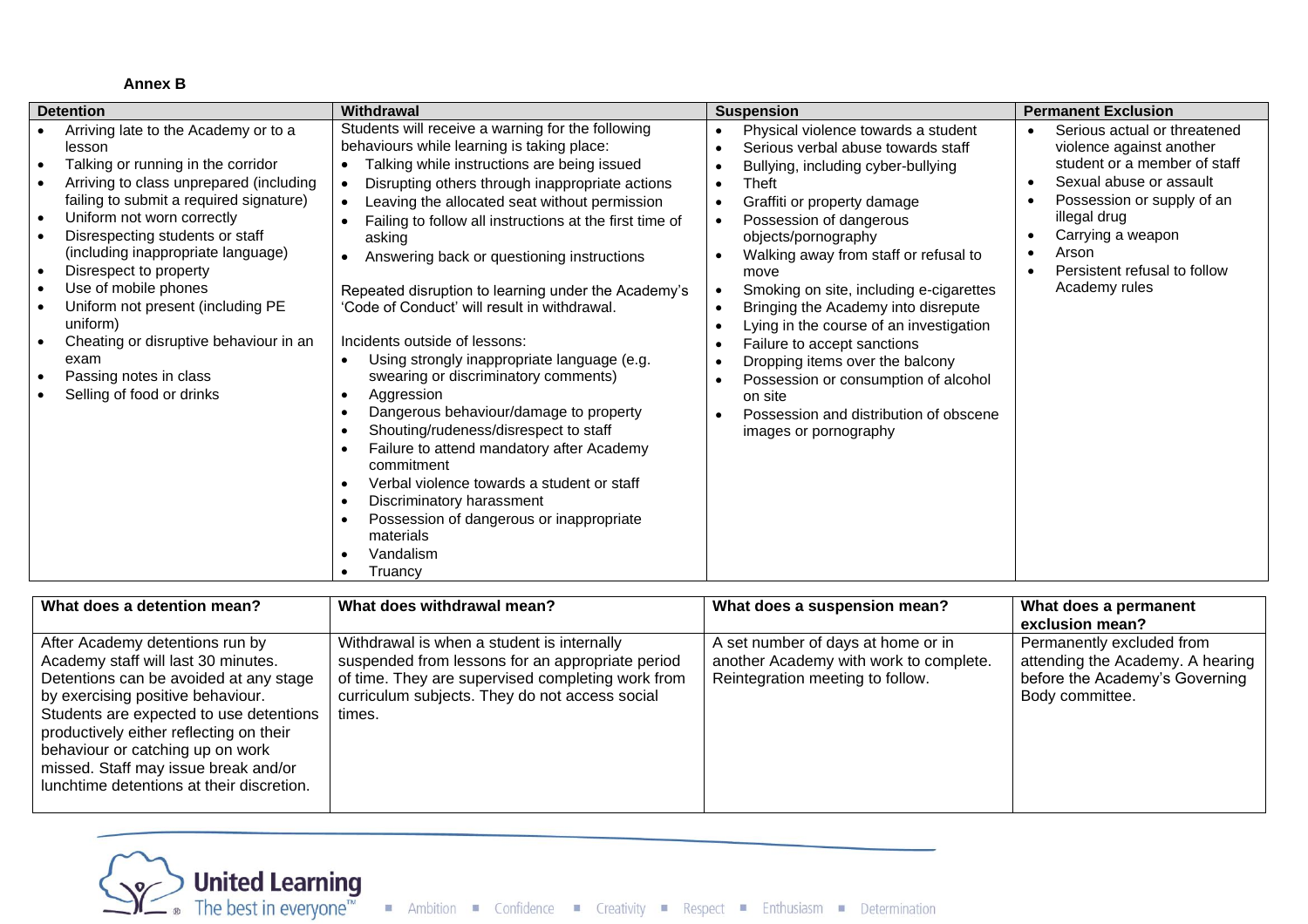**Annex B**

| Detention | Withdrawal | Suspension | Permanent Exclusion |
|---|---|---|---|
| • Arriving late to the Academy or to a lesson<br>• Talking or running in the corridor<br>• Arriving to class unprepared (including failing to submit a required signature)<br>• Uniform not worn correctly<br>• Disrespecting students or staff (including inappropriate language)<br>• Disrespect to property<br>• Use of mobile phones<br>• Uniform not present (including PE uniform)<br>• Cheating or disruptive behaviour in an exam<br>• Passing notes in class<br>• Selling of food or drinks | Students will receive a warning for the following behaviours while learning is taking place:<br>• Talking while instructions are being issued<br>• Disrupting others through inappropriate actions<br>• Leaving the allocated seat without permission<br>• Failing to follow all instructions at the first time of asking<br>• Answering back or questioning instructions<br><br>Repeated disruption to learning under the Academy's 'Code of Conduct' will result in withdrawal.<br><br>Incidents outside of lessons:<br>• Using strongly inappropriate language (e.g. swearing or discriminatory comments)<br>• Aggression<br>• Dangerous behaviour/damage to property<br>• Shouting/rudeness/disrespect to staff<br>• Failure to attend mandatory after Academy commitment<br>• Verbal violence towards a student or staff<br>• Discriminatory harassment<br>• Possession of dangerous or inappropriate materials<br>• Vandalism<br>• Truancy | • Physical violence towards a student<br>• Serious verbal abuse towards staff<br>• Bullying, including cyber-bullying<br>• Theft<br>• Graffiti or property damage<br>• Possession of dangerous objects/pornography<br>• Walking away from staff or refusal to move<br>• Smoking on site, including e-cigarettes<br>• Bringing the Academy into disrepute<br>• Lying in the course of an investigation<br>• Failure to accept sanctions<br>• Dropping items over the balcony<br>• Possession or consumption of alcohol on site<br>• Possession and distribution of obscene images or pornography | • Serious actual or threatened violence against another student or a member of staff<br>• Sexual abuse or assault<br>• Possession or supply of an illegal drug<br>• Carrying a weapon<br>• Arson<br>• Persistent refusal to follow Academy rules |

| What does a detention mean? | What does withdrawal mean? | What does a suspension mean? | What does a permanent exclusion mean? |
|---|---|---|---|
| After Academy detentions run by Academy staff will last 30 minutes. Detentions can be avoided at any stage by exercising positive behaviour. Students are expected to use detentions productively either reflecting on their behaviour or catching up on work missed. Staff may issue break and/or lunchtime detentions at their discretion. | Withdrawal is when a student is internally suspended from lessons for an appropriate period of time. They are supervised completing work from curriculum subjects. They do not access social times. | A set number of days at home or in another Academy with work to complete. Reintegration meeting to follow. | Permanently excluded from attending the Academy. A hearing before the Academy's Governing Body committee. |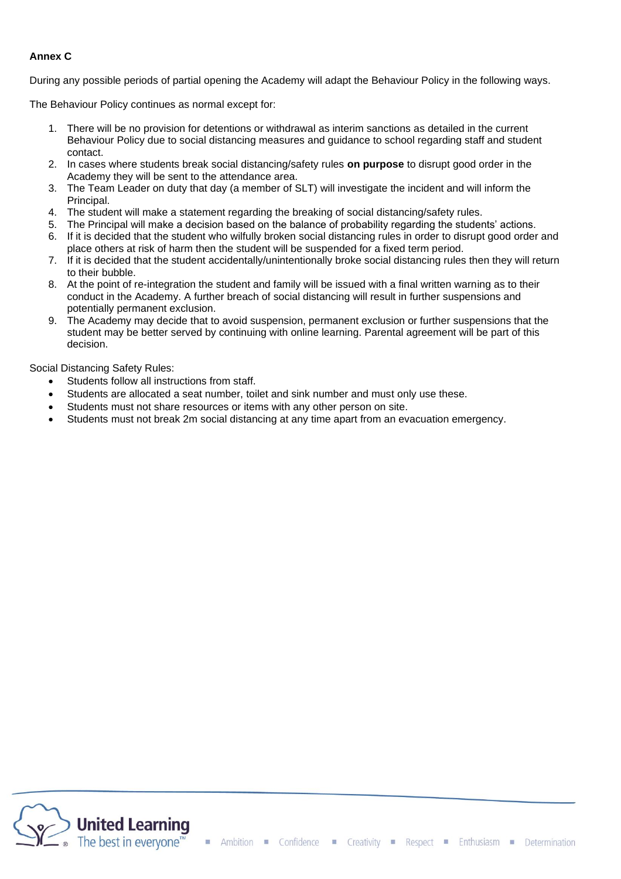**Annex C**

During any possible periods of partial opening the Academy will adapt the Behaviour Policy in the following ways.

The Behaviour Policy continues as normal except for:

1. There will be no provision for detentions or withdrawal as interim sanctions as detailed in the current Behaviour Policy due to social distancing measures and guidance to school regarding staff and student contact.
2. In cases where students break social distancing/safety rules **on purpose** to disrupt good order in the Academy they will be sent to the attendance area.
3. The Team Leader on duty that day (a member of SLT) will investigate the incident and will inform the Principal.
4. The student will make a statement regarding the breaking of social distancing/safety rules.
5. The Principal will make a decision based on the balance of probability regarding the students' actions.
6. If it is decided that the student who wilfully broken social distancing rules in order to disrupt good order and place others at risk of harm then the student will be suspended for a fixed term period.
7. If it is decided that the student accidentally/unintentionally broke social distancing rules then they will return to their bubble.
8. At the point of re-integration the student and family will be issued with a final written warning as to their conduct in the Academy. A further breach of social distancing will result in further suspensions and potentially permanent exclusion.
9. The Academy may decide that to avoid suspension, permanent exclusion or further suspensions that the student may be better served by continuing with online learning. Parental agreement will be part of this decision.

Social Distancing Safety Rules:

- Students follow all instructions from staff.
- Students are allocated a seat number, toilet and sink number and must only use these.
- Students must not share resources or items with any other person on site.
- Students must not break 2m social distancing at any time apart from an evacuation emergency.